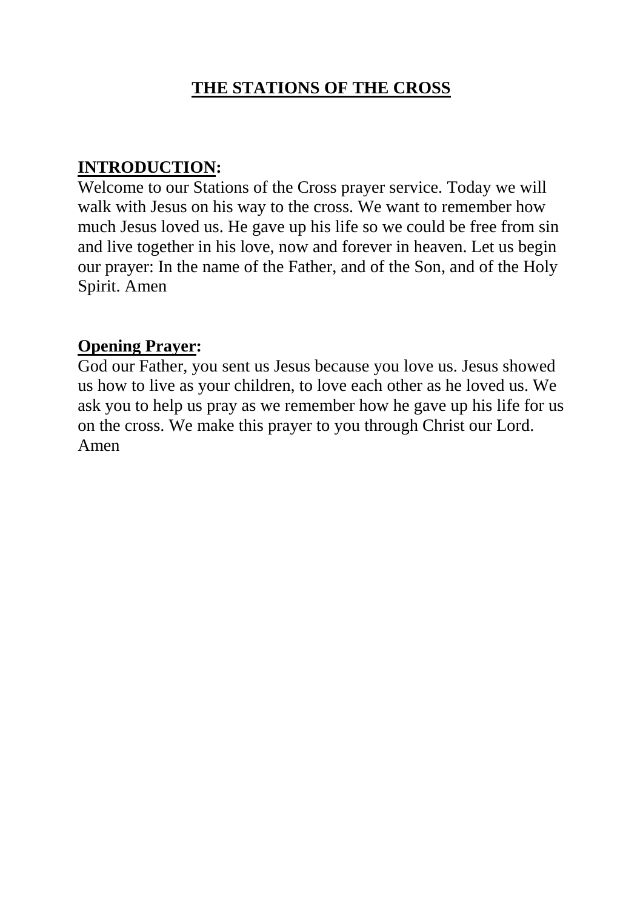# THE STATIONS OF THE CROSS

**INTRODUCTION:**

Welcome to our Stations of the Cross prayer service. Today we will walk with Jesus on his way to the cross. We want to remember how much Jesus loved us. He gave up his life so we could be free from sin and live together in his love, now and forever in heaven. Let us begin our prayer: In the name of the Father, and of the Son, and of the Holy Spirit. Amen

**Opening Prayer:**

God our Father, you sent us Jesus because you love us. Jesus showed us how to live as your children, to love each other as he loved us. We ask you to help us pray as we remember how he gave up his life for us on the cross. We make this prayer to you through Christ our Lord. Amen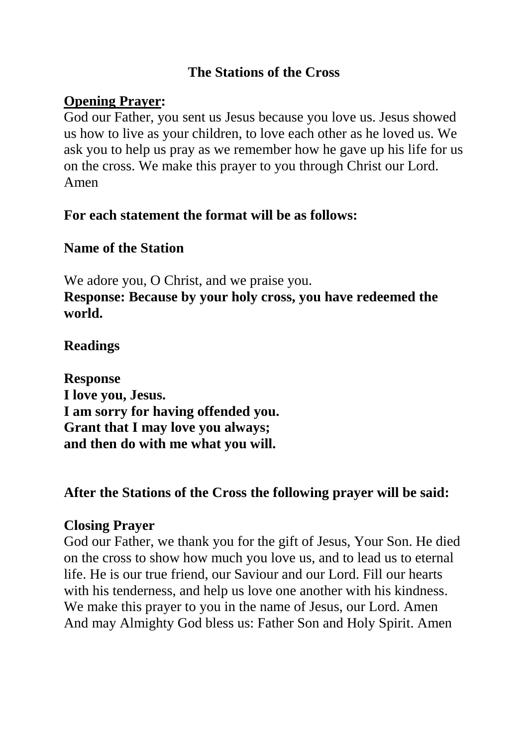# The Stations of the Cross

**<u>Opening Prayer</u>:**

God our Father, you sent us Jesus because you love us. Jesus showed us how to live as your children, to love each other as he loved us. We ask you to help us pray as we remember how he gave up his life for us on the cross. We make this prayer to you through Christ our Lord. Amen

**For each statement the format will be as follows:**

**Name of the Station**

We adore you, O Christ, and we praise you.
**Response: Because by your holy cross, you have redeemed the world.**

**Readings**

**Response**
**I love you, Jesus.**
**I am sorry for having offended you.**
**Grant that I may love you always;**
**and then do with me what you will.**

**After the Stations of the Cross the following prayer will be said:**

**Closing Prayer**

God our Father, we thank you for the gift of Jesus, Your Son. He died on the cross to show how much you love us, and to lead us to eternal life. He is our true friend, our Saviour and our Lord. Fill our hearts with his tenderness, and help us love one another with his kindness. We make this prayer to you in the name of Jesus, our Lord. Amen
And may Almighty God bless us: Father Son and Holy Spirit. Amen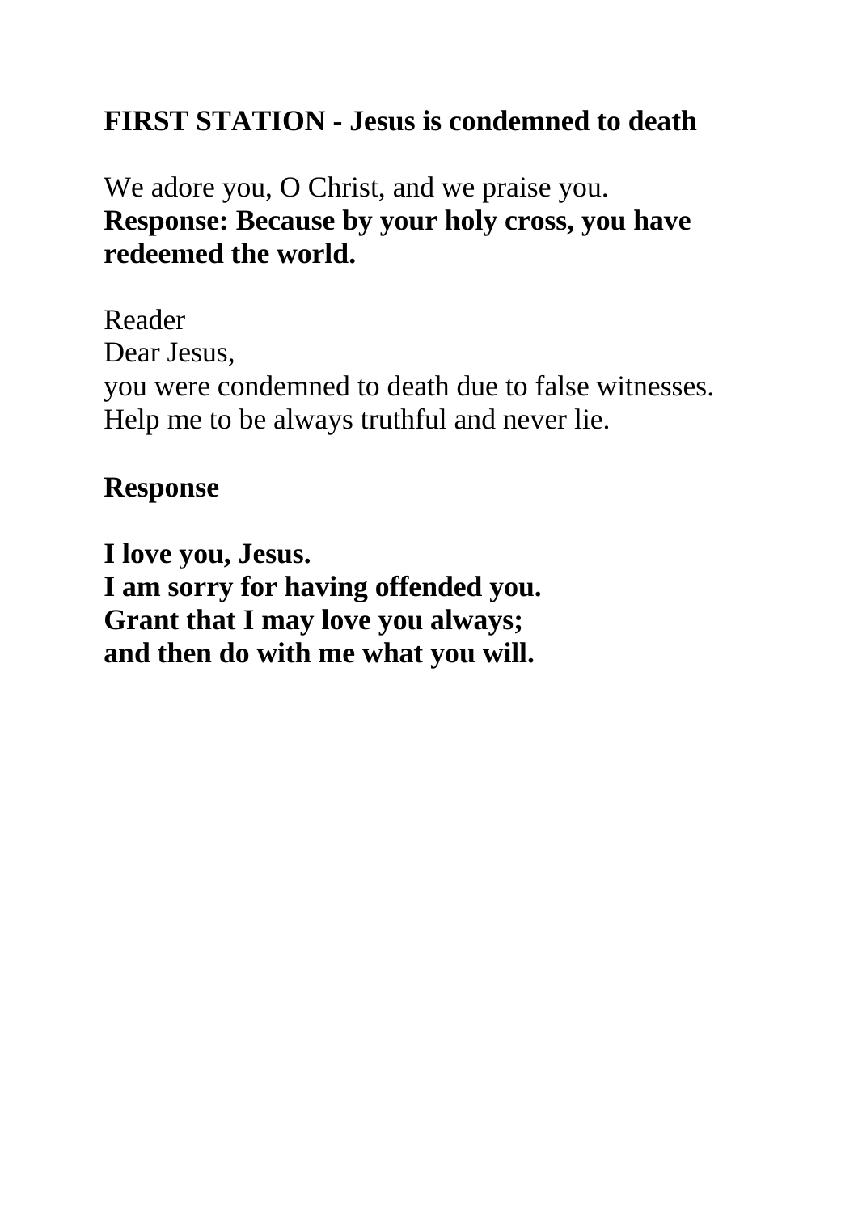**FIRST STATION - Jesus is condemned to death**

We adore you, O Christ, and we praise you.
**Response: Because by your holy cross, you have redeemed the world.**

Reader
Dear Jesus,
you were condemned to death due to false witnesses.
Help me to be always truthful and never lie.

**Response**

**I love you, Jesus.**
**I am sorry for having offended you.**
**Grant that I may love you always;**
**and then do with me what you will.**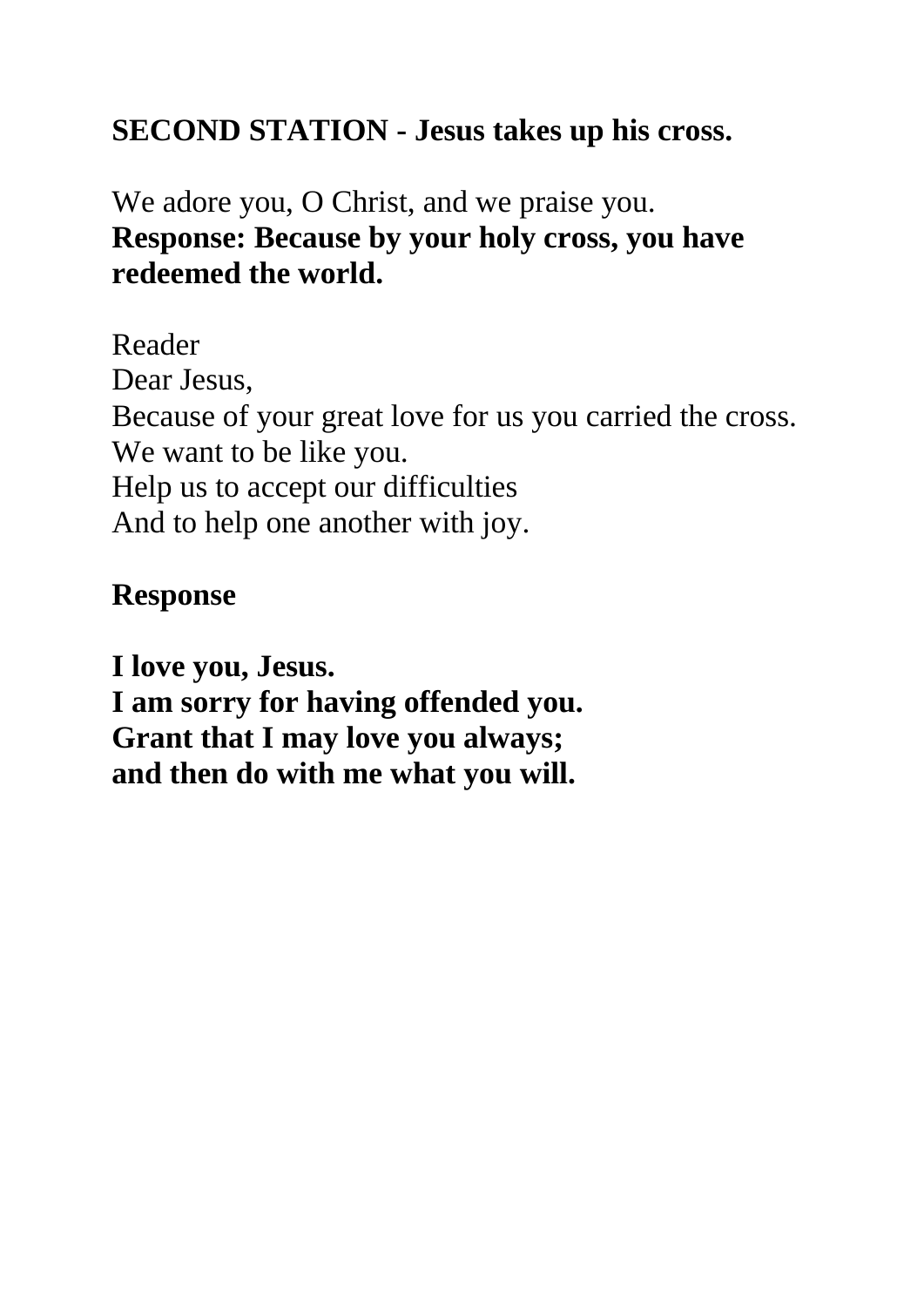## SECOND STATION - Jesus takes up his cross.

We adore you, O Christ, and we praise you.
**Response: Because by your holy cross, you have redeemed the world.**

Reader
Dear Jesus,
Because of your great love for us you carried the cross.
We want to be like you.
Help us to accept our difficulties
And to help one another with joy.

**Response**

**I love you, Jesus.**
**I am sorry for having offended you.**
**Grant that I may love you always;**
**and then do with me what you will.**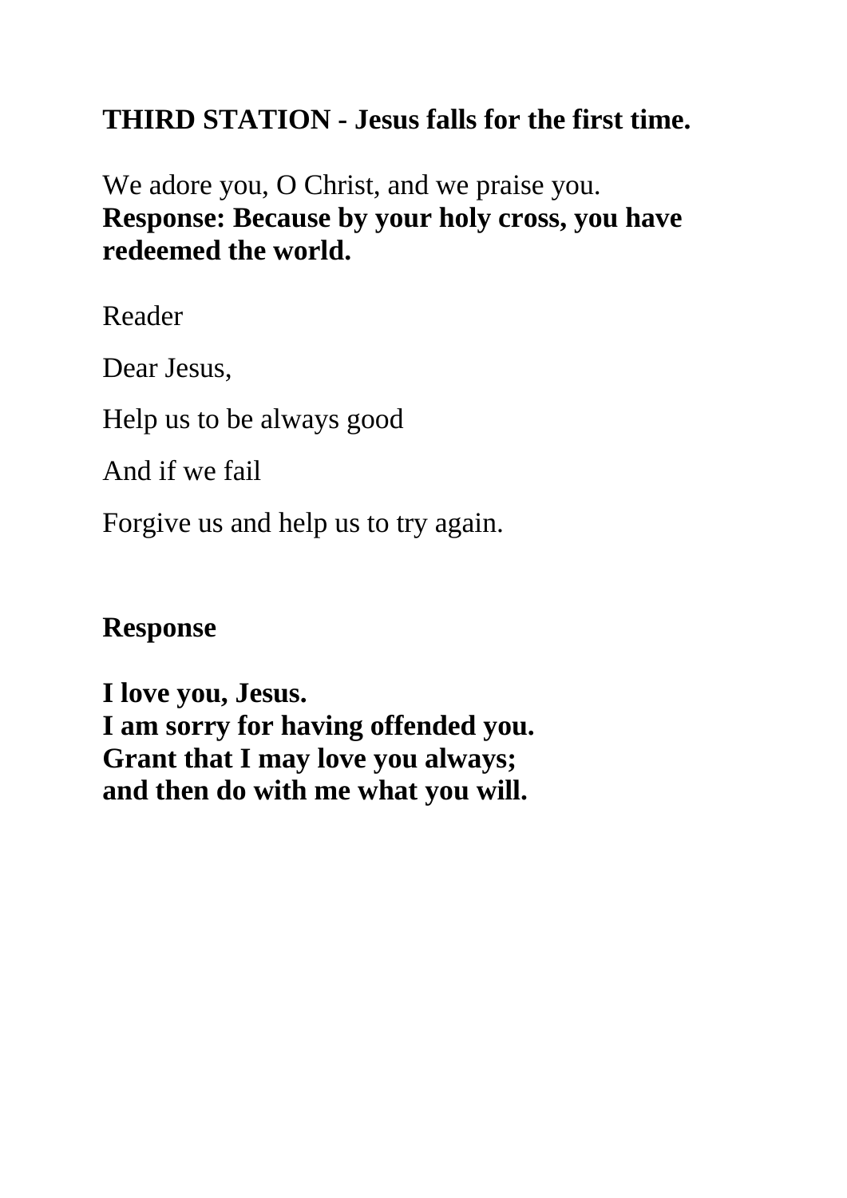**THIRD STATION - Jesus falls for the first time.**

We adore you, O Christ, and we praise you.
**Response: Because by your holy cross, you have redeemed the world.**

Reader

Dear Jesus,

Help us to be always good

And if we fail

Forgive us and help us to try again.

**Response**

**I love you, Jesus.**
**I am sorry for having offended you.**
**Grant that I may love you always;**
**and then do with me what you will.**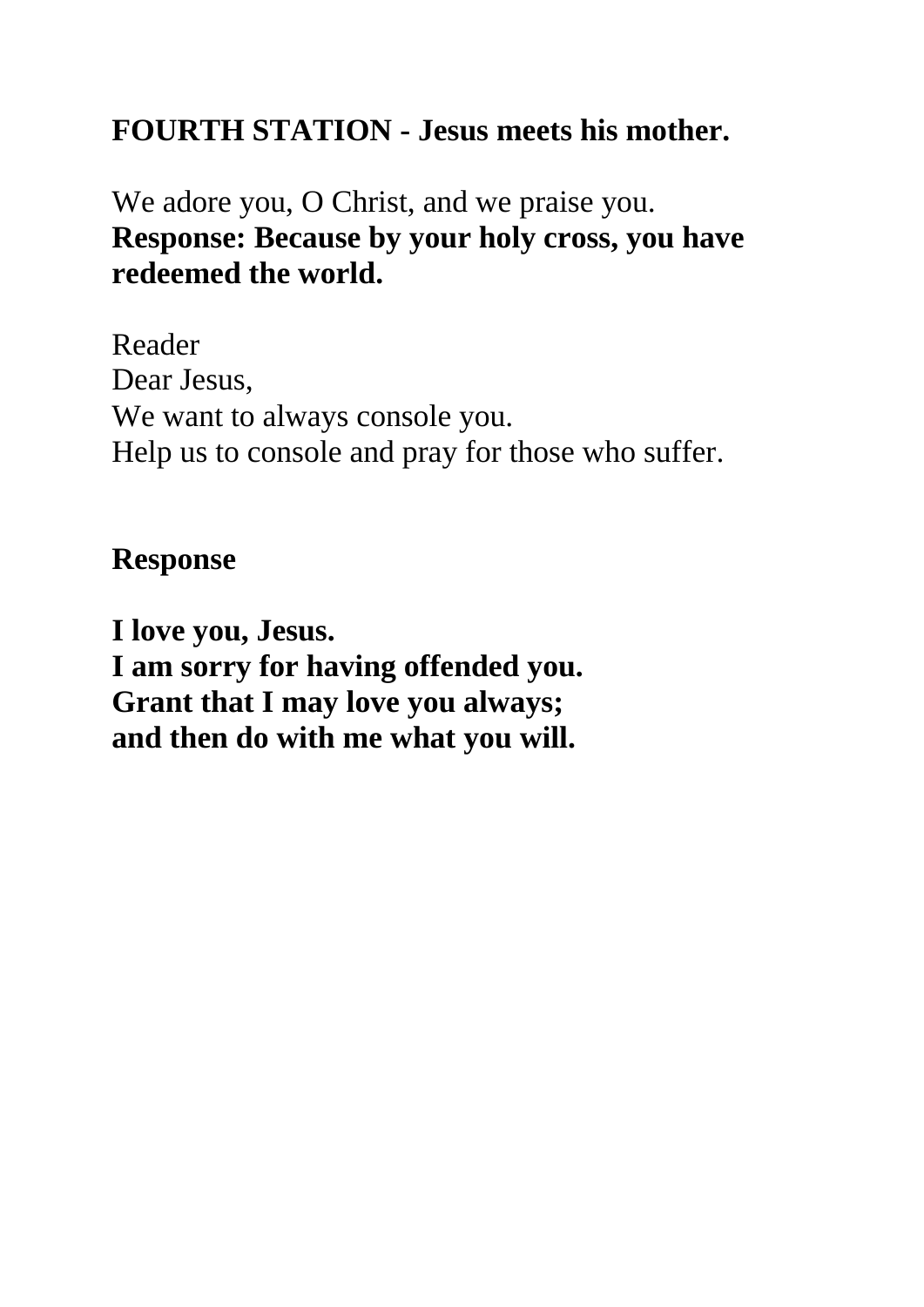**FOURTH STATION - Jesus meets his mother.**

We adore you, O Christ, and we praise you.
**Response: Because by your holy cross, you have redeemed the world.**

Reader
Dear Jesus,
We want to always console you.
Help us to console and pray for those who suffer.

**Response**

**I love you, Jesus.**
**I am sorry for having offended you.**
**Grant that I may love you always;**
**and then do with me what you will.**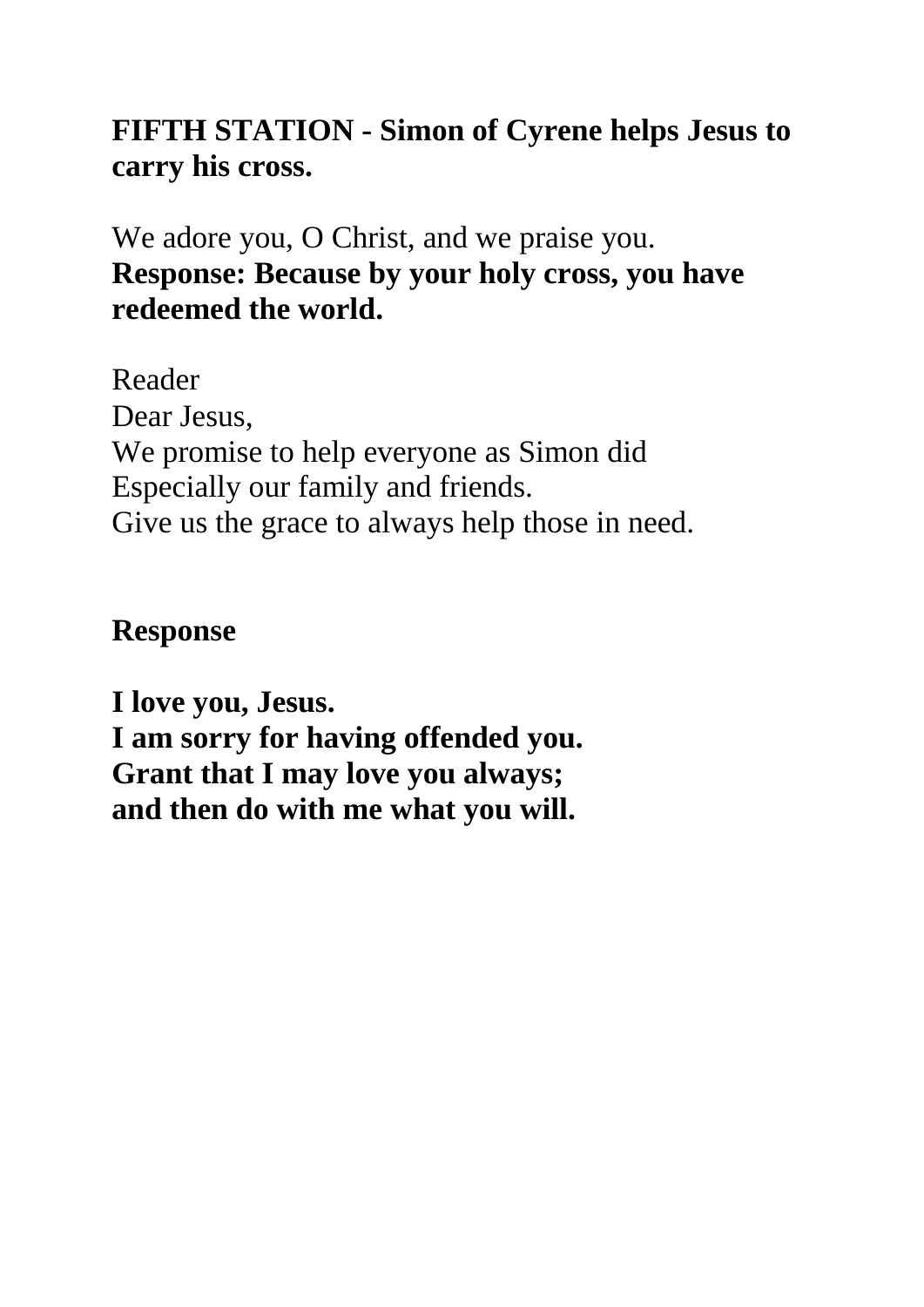## FIFTH STATION - Simon of Cyrene helps Jesus to carry his cross.

We adore you, O Christ, and we praise you.
**Response: Because by your holy cross, you have redeemed the world.**

Reader
Dear Jesus,
We promise to help everyone as Simon did
Especially our family and friends.
Give us the grace to always help those in need.

**Response**

**I love you, Jesus.**
**I am sorry for having offended you.**
**Grant that I may love you always;**
**and then do with me what you will.**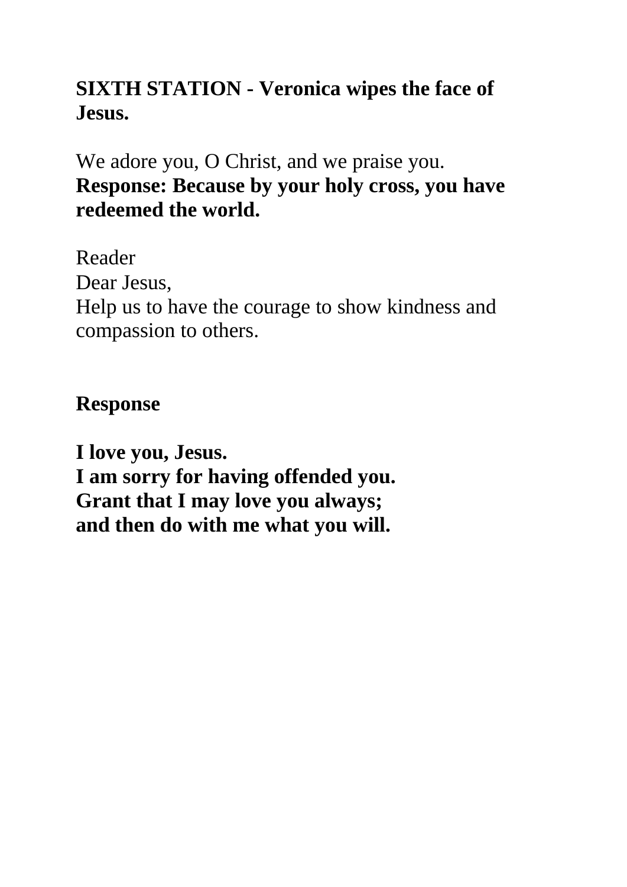**SIXTH STATION - Veronica wipes the face of Jesus.**

We adore you, O Christ, and we praise you.
**Response: Because by your holy cross, you have redeemed the world.**

Reader
Dear Jesus,
Help us to have the courage to show kindness and compassion to others.

**Response**

**I love you, Jesus.**
**I am sorry for having offended you.**
**Grant that I may love you always;**
**and then do with me what you will.**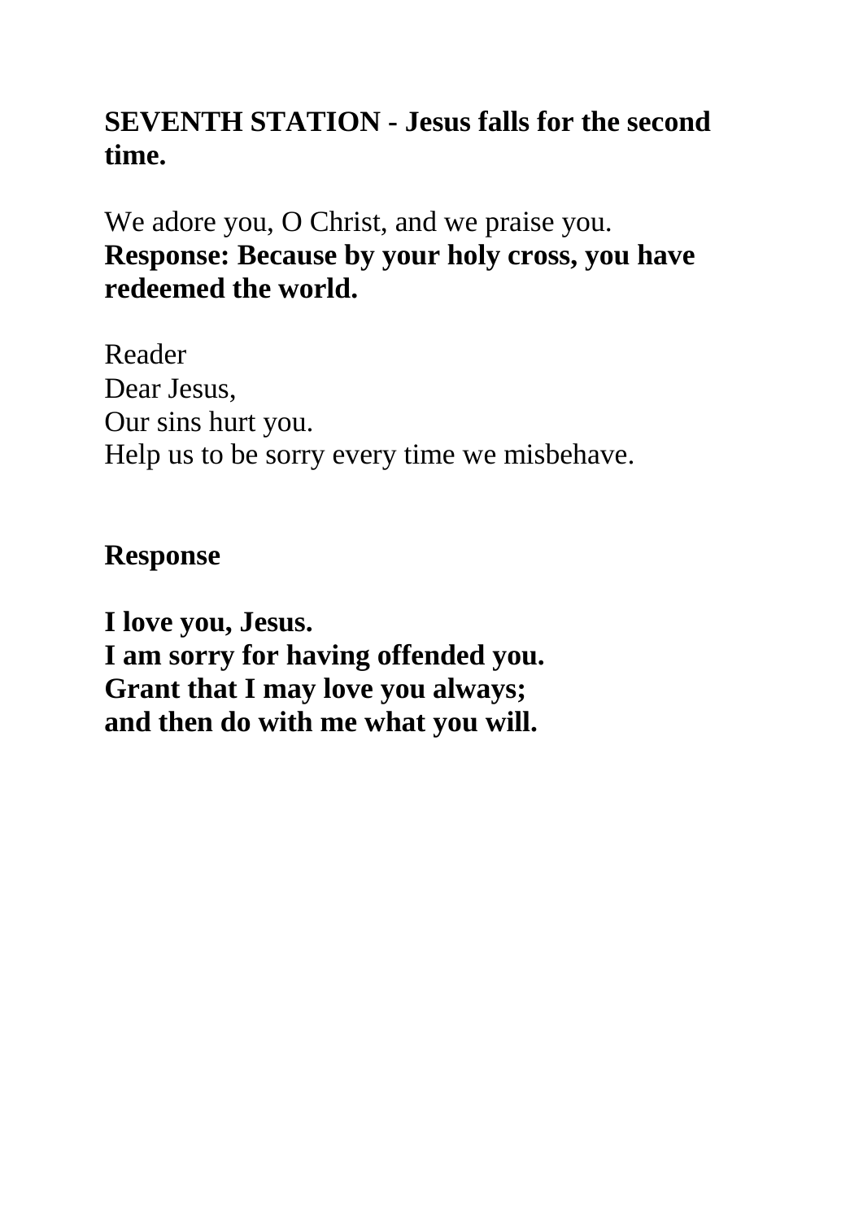**SEVENTH STATION - Jesus falls for the second time.**

We adore you, O Christ, and we praise you.
**Response: Because by your holy cross, you have redeemed the world.**

Reader
Dear Jesus,
Our sins hurt you.
Help us to be sorry every time we misbehave.

**Response**

**I love you, Jesus.**
**I am sorry for having offended you.**
**Grant that I may love you always;**
**and then do with me what you will.**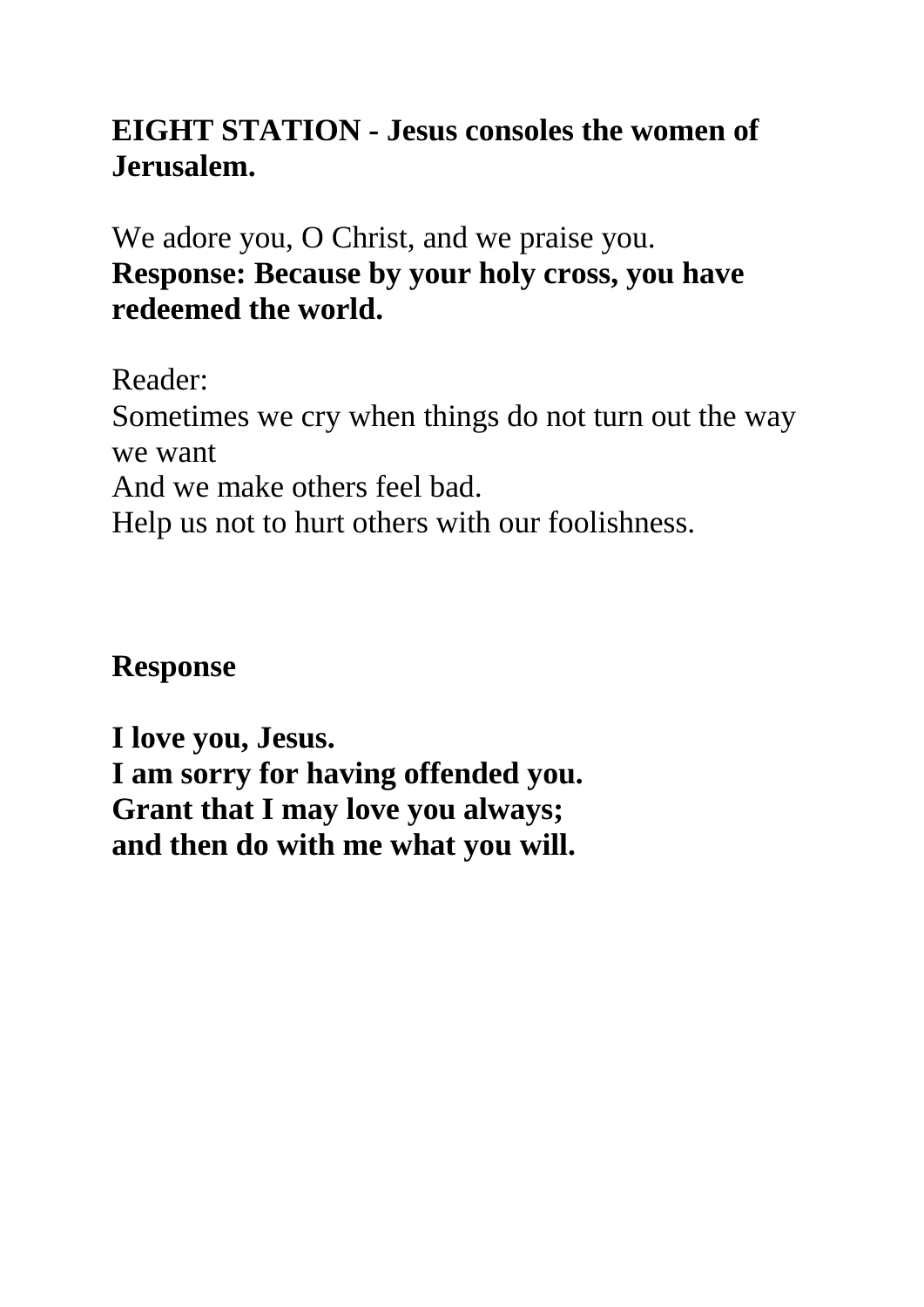**EIGHT STATION - Jesus consoles the women of Jerusalem.**

We adore you, O Christ, and we praise you.
**Response: Because by your holy cross, you have redeemed the world.**

Reader:
Sometimes we cry when things do not turn out the way we want
And we make others feel bad.
Help us not to hurt others with our foolishness.

**Response**

**I love you, Jesus.**
**I am sorry for having offended you.**
**Grant that I may love you always;**
**and then do with me what you will.**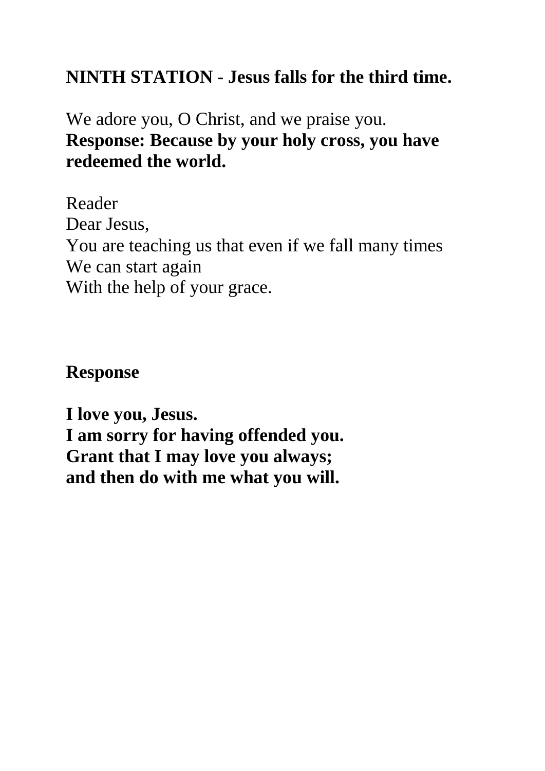**NINTH STATION - Jesus falls for the third time.**

We adore you, O Christ, and we praise you.
**Response: Because by your holy cross, you have redeemed the world.**

Reader
Dear Jesus,
You are teaching us that even if we fall many times
We can start again
With the help of your grace.

**Response**

**I love you, Jesus.**
**I am sorry for having offended you.**
**Grant that I may love you always;**
**and then do with me what you will.**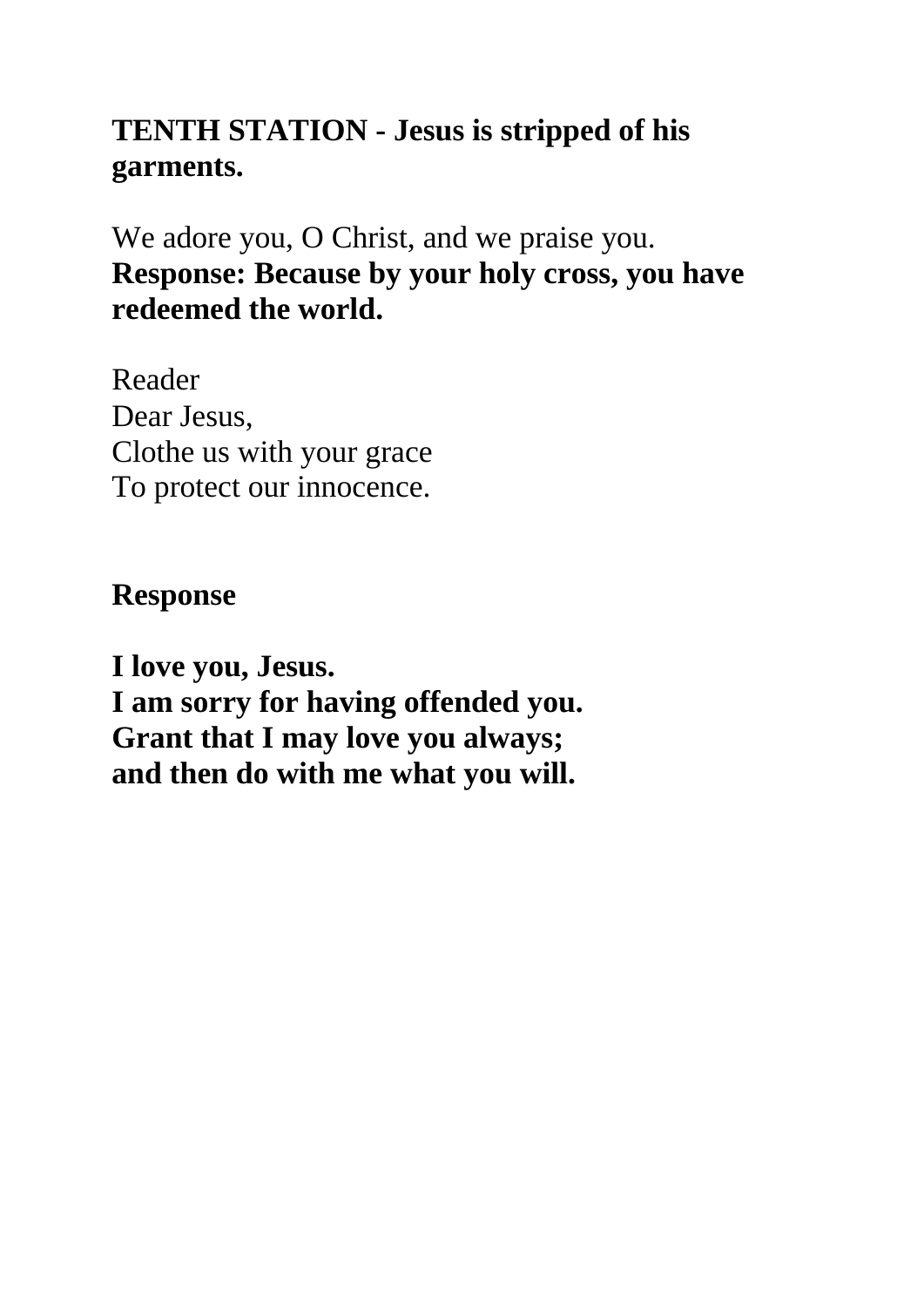**TENTH STATION - Jesus is stripped of his garments.**

We adore you, O Christ, and we praise you.
**Response: Because by your holy cross, you have redeemed the world.**

Reader
Dear Jesus,
Clothe us with your grace
To protect our innocence.

**Response**

**I love you, Jesus.**
**I am sorry for having offended you.**
**Grant that I may love you always;**
**and then do with me what you will.**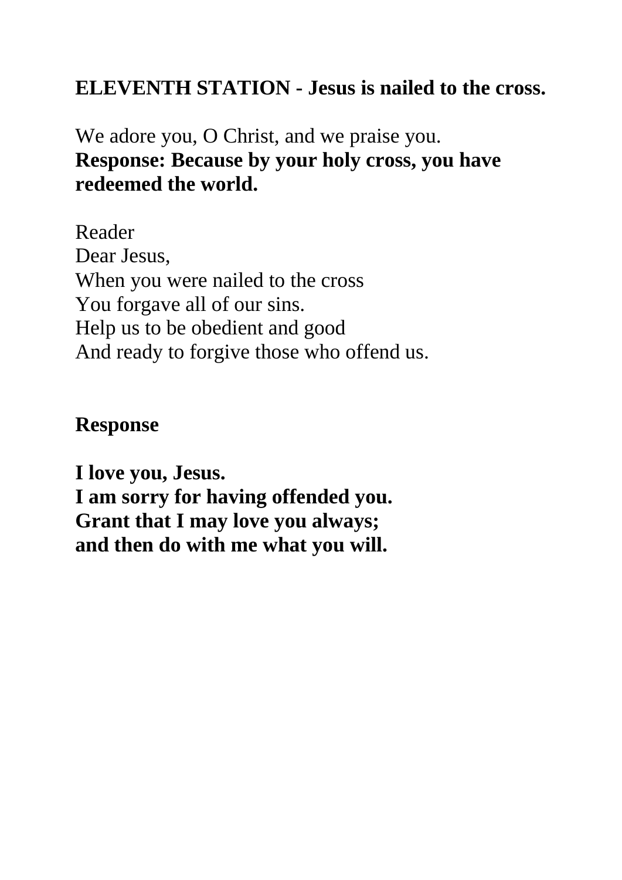**ELEVENTH STATION - Jesus is nailed to the cross.**

We adore you, O Christ, and we praise you.
**Response: Because by your holy cross, you have redeemed the world.**

Reader
Dear Jesus,
When you were nailed to the cross
You forgave all of our sins.
Help us to be obedient and good
And ready to forgive those who offend us.

**Response**

**I love you, Jesus.**
**I am sorry for having offended you.**
**Grant that I may love you always;**
**and then do with me what you will.**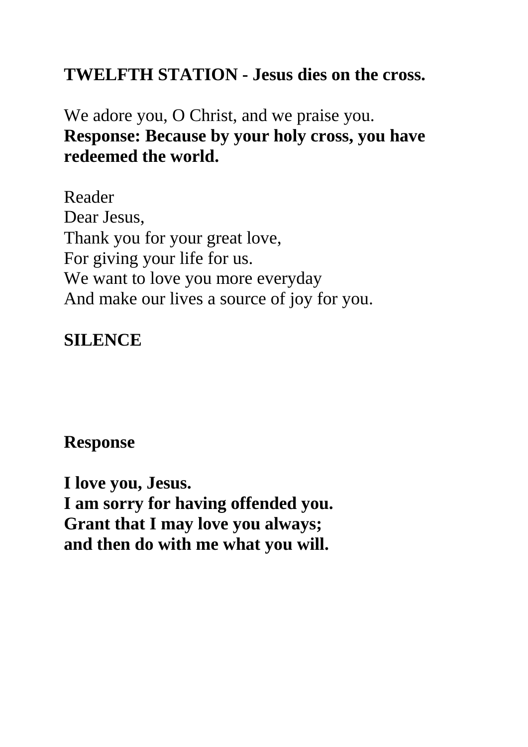**TWELFTH STATION - Jesus dies on the cross.**

We adore you, O Christ, and we praise you.
**Response: Because by your holy cross, you have redeemed the world.**

Reader
Dear Jesus,
Thank you for your great love,
For giving your life for us.
We want to love you more everyday
And make our lives a source of joy for you.

**SILENCE**

**Response**

**I love you, Jesus.**
**I am sorry for having offended you.**
**Grant that I may love you always;**
**and then do with me what you will.**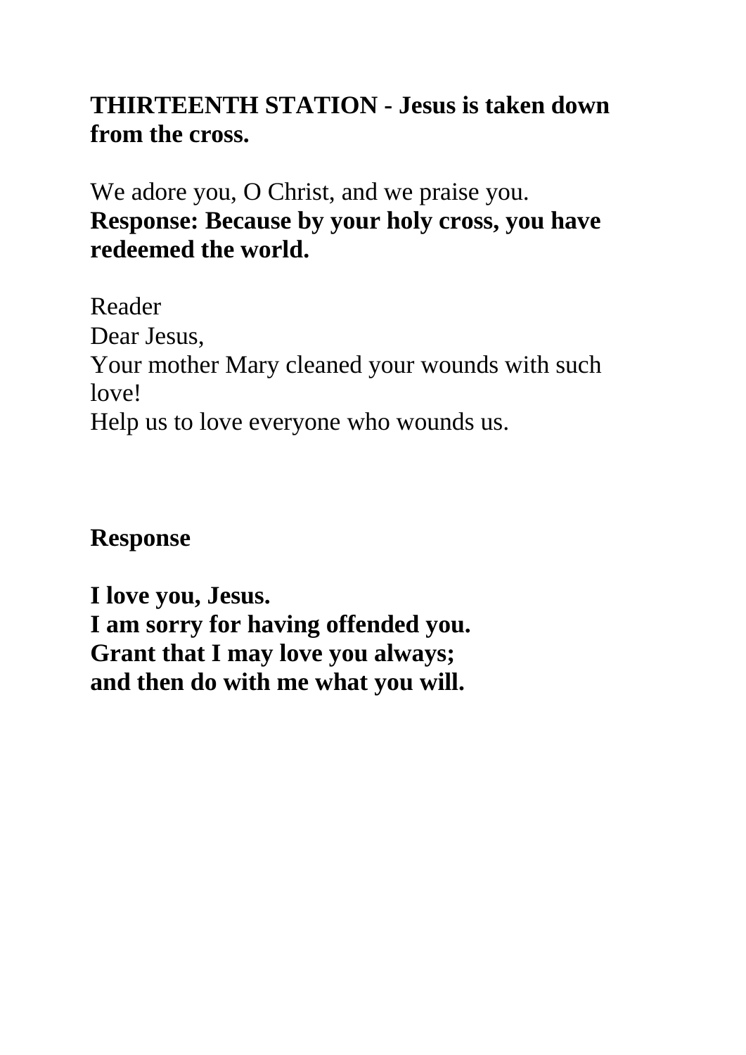**THIRTEENTH STATION - Jesus is taken down from the cross.**

We adore you, O Christ, and we praise you.
**Response: Because by your holy cross, you have redeemed the world.**

Reader
Dear Jesus,
Your mother Mary cleaned your wounds with such love!
Help us to love everyone who wounds us.

**Response**

**I love you, Jesus.**
**I am sorry for having offended you.**
**Grant that I may love you always;**
**and then do with me what you will.**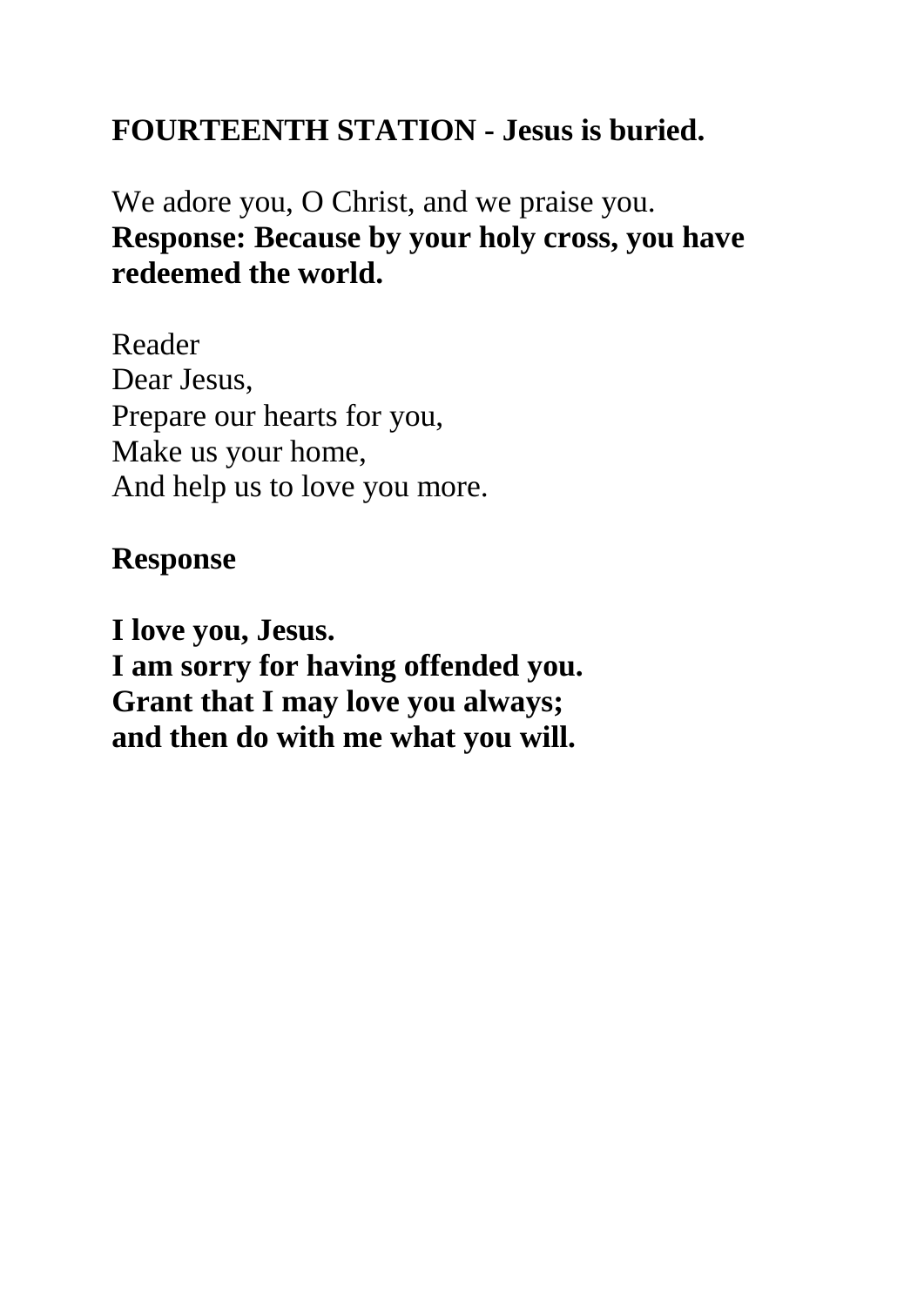**FOURTEENTH STATION - Jesus is buried.**

We adore you, O Christ, and we praise you.
**Response: Because by your holy cross, you have redeemed the world.**

Reader
Dear Jesus,
Prepare our hearts for you,
Make us your home,
And help us to love you more.

**Response**

**I love you, Jesus.**
**I am sorry for having offended you.**
**Grant that I may love you always;**
**and then do with me what you will.**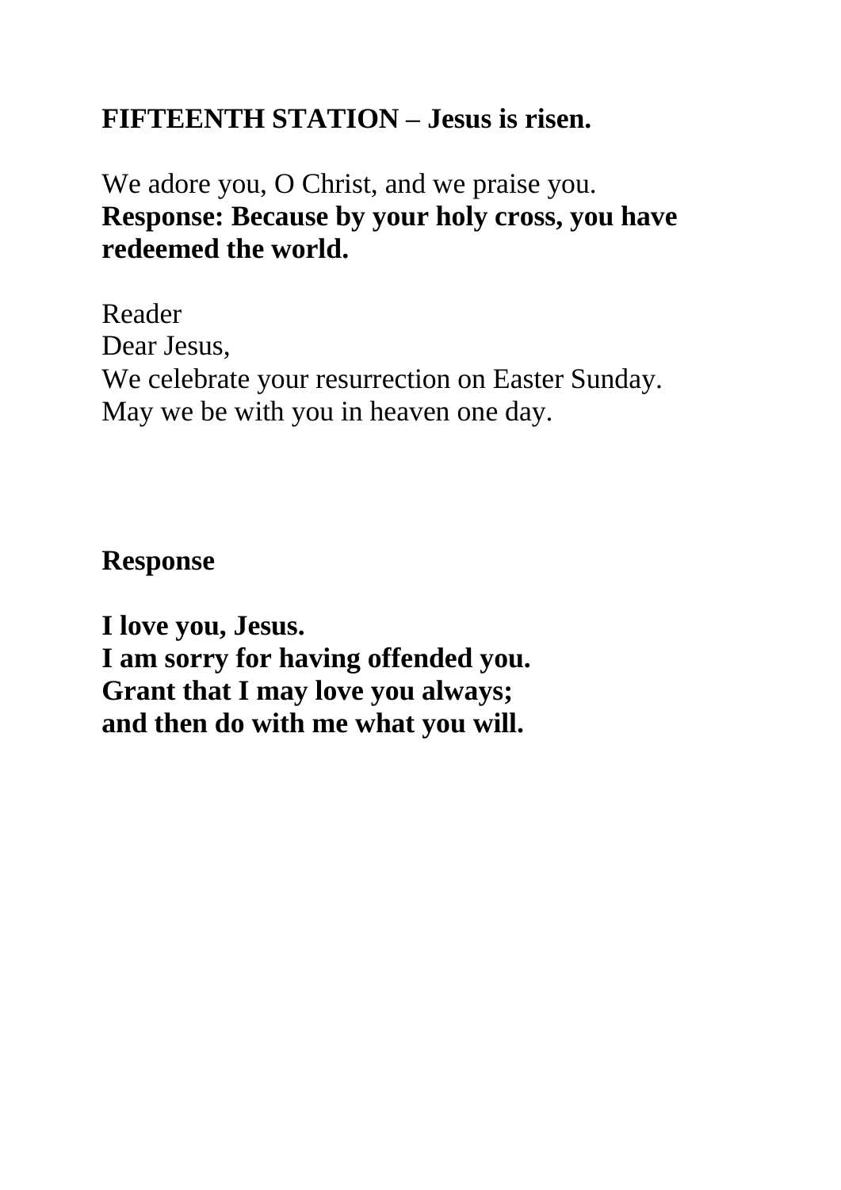**FIFTEENTH STATION – Jesus is risen.**

We adore you, O Christ, and we praise you.
**Response: Because by your holy cross, you have redeemed the world.**

Reader
Dear Jesus,
We celebrate your resurrection on Easter Sunday.
May we be with you in heaven one day.

**Response**

**I love you, Jesus.**
**I am sorry for having offended you.**
**Grant that I may love you always;**
**and then do with me what you will.**